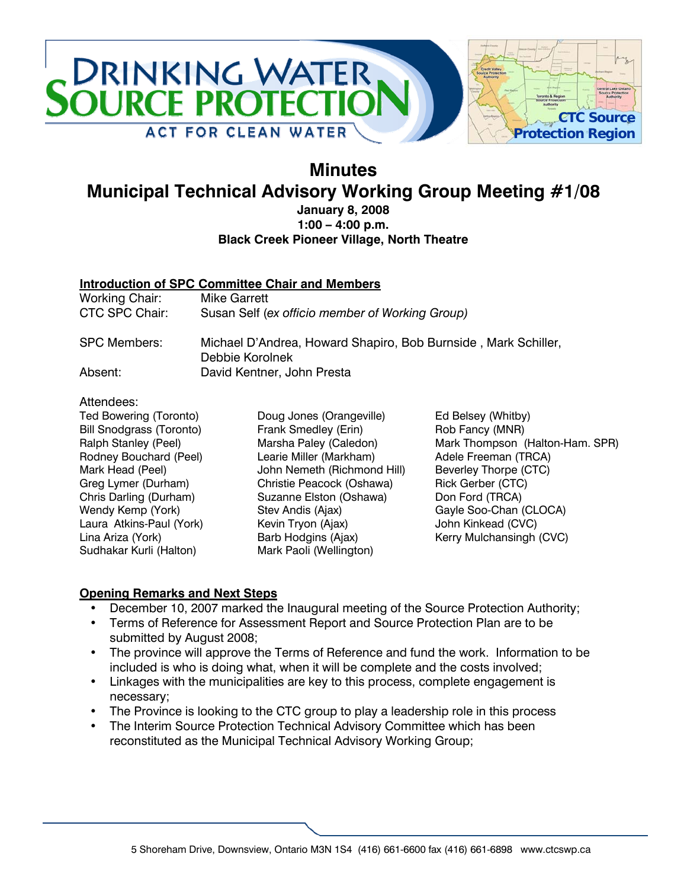# Minutes

## Municipal Technical Advisory Working Group Meeting #1/08

**January 8, 2008**
**1:00 – 4:00 p.m.**
**Black Creek Pioneer Village, North Theatre**

**Introduction of SPC Committee Chair and Members**

Working Chair: Mike Garrett
CTC SPC Chair: Susan Self (*ex officio member of Working Group)*

SPC Members: Michael D'Andrea, Howard Shapiro, Bob Burnside , Mark Schiller, Debbie Korolnek
Absent: David Kentner, John Presta

Attendees:

Ted Bowering (Toronto)
Bill Snodgrass (Toronto)
Ralph Stanley (Peel)
Rodney Bouchard (Peel)
Mark Head (Peel)
Greg Lymer (Durham)
Chris Darling (Durham)
Wendy Kemp (York)
Laura Atkins-Paul (York)
Lina Ariza (York)
Sudhakar Kurli (Halton)
Doug Jones (Orangeville)
Frank Smedley (Erin)
Marsha Paley (Caledon)
Learie Miller (Markham)
John Nemeth (Richmond Hill)
Christie Peacock (Oshawa)
Suzanne Elston (Oshawa)
Stev Andis (Ajax)
Kevin Tryon (Ajax)
Barb Hodgins (Ajax)
Mark Paoli (Wellington)
Ed Belsey (Whitby)
Rob Fancy (MNR)
Mark Thompson (Halton-Ham. SPR)
Adele Freeman (TRCA)
Beverley Thorpe (CTC)
Rick Gerber (CTC)
Don Ford (TRCA)
Gayle Soo-Chan (CLOCA)
John Kinkead (CVC)
Kerry Mulchansingh (CVC)

**Opening Remarks and Next Steps**

- December 10, 2007 marked the Inaugural meeting of the Source Protection Authority;
- Terms of Reference for Assessment Report and Source Protection Plan are to be submitted by August 2008;
- The province will approve the Terms of Reference and fund the work. Information to be included is who is doing what, when it will be complete and the costs involved;
- Linkages with the municipalities are key to this process, complete engagement is necessary;
- The Province is looking to the CTC group to play a leadership role in this process
- The Interim Source Protection Technical Advisory Committee which has been reconstituted as the Municipal Technical Advisory Working Group;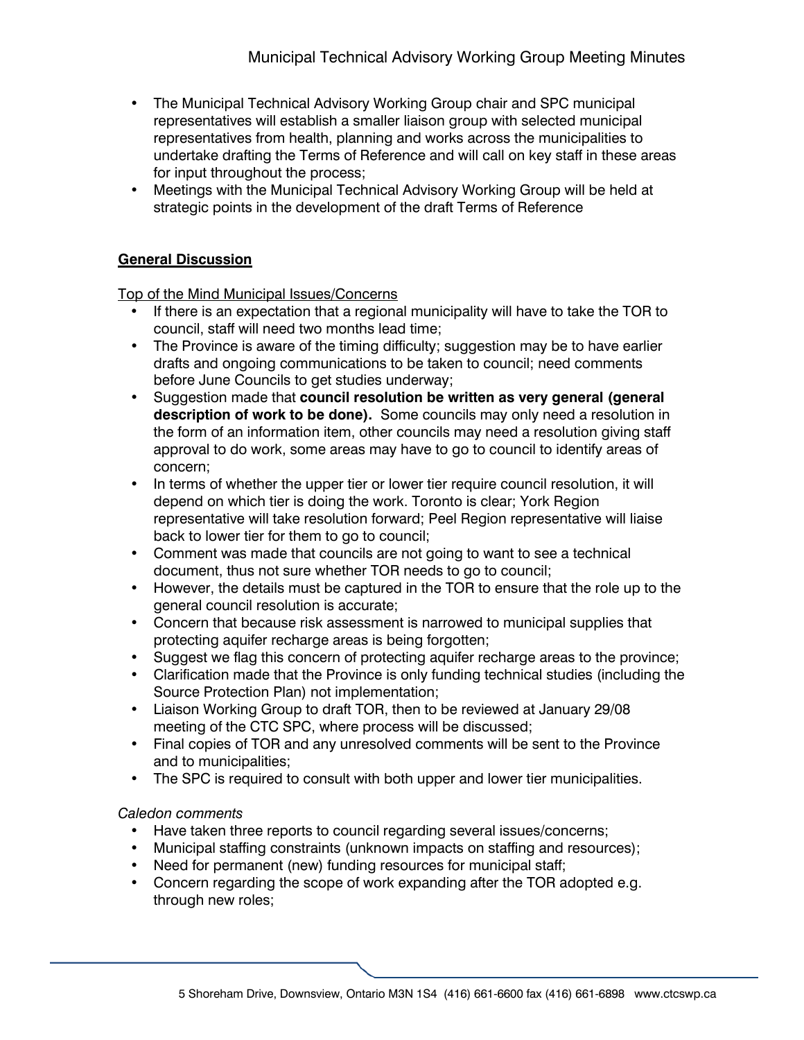- The Municipal Technical Advisory Working Group chair and SPC municipal representatives will establish a smaller liaison group with selected municipal representatives from health, planning and works across the municipalities to undertake drafting the Terms of Reference and will call on key staff in these areas for input throughout the process;
- Meetings with the Municipal Technical Advisory Working Group will be held at strategic points in the development of the draft Terms of Reference

## General Discussion

Top of the Mind Municipal Issues/Concerns

- If there is an expectation that a regional municipality will have to take the TOR to council, staff will need two months lead time;
- The Province is aware of the timing difficulty; suggestion may be to have earlier drafts and ongoing communications to be taken to council; need comments before June Councils to get studies underway;
- Suggestion made that **council resolution be written as very general (general description of work to be done).** Some councils may only need a resolution in the form of an information item, other councils may need a resolution giving staff approval to do work, some areas may have to go to council to identify areas of concern;
- In terms of whether the upper tier or lower tier require council resolution, it will depend on which tier is doing the work. Toronto is clear; York Region representative will take resolution forward; Peel Region representative will liaise back to lower tier for them to go to council;
- Comment was made that councils are not going to want to see a technical document, thus not sure whether TOR needs to go to council;
- However, the details must be captured in the TOR to ensure that the role up to the general council resolution is accurate;
- Concern that because risk assessment is narrowed to municipal supplies that protecting aquifer recharge areas is being forgotten;
- Suggest we flag this concern of protecting aquifer recharge areas to the province;
- Clarification made that the Province is only funding technical studies (including the Source Protection Plan) not implementation;
- Liaison Working Group to draft TOR, then to be reviewed at January 29/08 meeting of the CTC SPC, where process will be discussed;
- Final copies of TOR and any unresolved comments will be sent to the Province and to municipalities;
- The SPC is required to consult with both upper and lower tier municipalities.

*Caledon comments*

- Have taken three reports to council regarding several issues/concerns;
- Municipal staffing constraints (unknown impacts on staffing and resources);
- Need for permanent (new) funding resources for municipal staff;
- Concern regarding the scope of work expanding after the TOR adopted e.g. through new roles;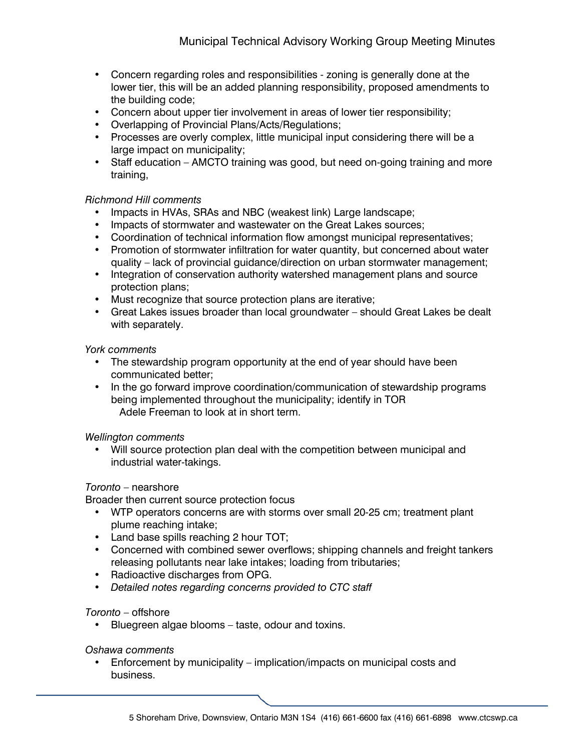- Concern regarding roles and responsibilities - zoning is generally done at the lower tier, this will be an added planning responsibility, proposed amendments to the building code;
- Concern about upper tier involvement in areas of lower tier responsibility;
- Overlapping of Provincial Plans/Acts/Regulations;
- Processes are overly complex, little municipal input considering there will be a large impact on municipality;
- Staff education – AMCTO training was good, but need on-going training and more training,

*Richmond Hill comments*

- Impacts in HVAs, SRAs and NBC (weakest link) Large landscape;
- Impacts of stormwater and wastewater on the Great Lakes sources;
- Coordination of technical information flow amongst municipal representatives;
- Promotion of stormwater infiltration for water quantity, but concerned about water quality – lack of provincial guidance/direction on urban stormwater management;
- Integration of conservation authority watershed management plans and source protection plans;
- Must recognize that source protection plans are iterative;
- Great Lakes issues broader than local groundwater – should Great Lakes be dealt with separately.

*York comments*

- The stewardship program opportunity at the end of year should have been communicated better;
- In the go forward improve coordination/communication of stewardship programs being implemented throughout the municipality; identify in TOR
  Adele Freeman to look at in short term.

*Wellington comments*

- Will source protection plan deal with the competition between municipal and industrial water-takings.

*Toronto* – nearshore

Broader then current source protection focus

- WTP operators concerns are with storms over small 20-25 cm; treatment plant plume reaching intake;
- Land base spills reaching 2 hour TOT;
- Concerned with combined sewer overflows; shipping channels and freight tankers releasing pollutants near lake intakes; loading from tributaries;
- Radioactive discharges from OPG.
- *Detailed notes regarding concerns provided to CTC staff*

*Toronto* – offshore

- Bluegreen algae blooms – taste, odour and toxins.

*Oshawa comments*

- Enforcement by municipality – implication/impacts on municipal costs and business.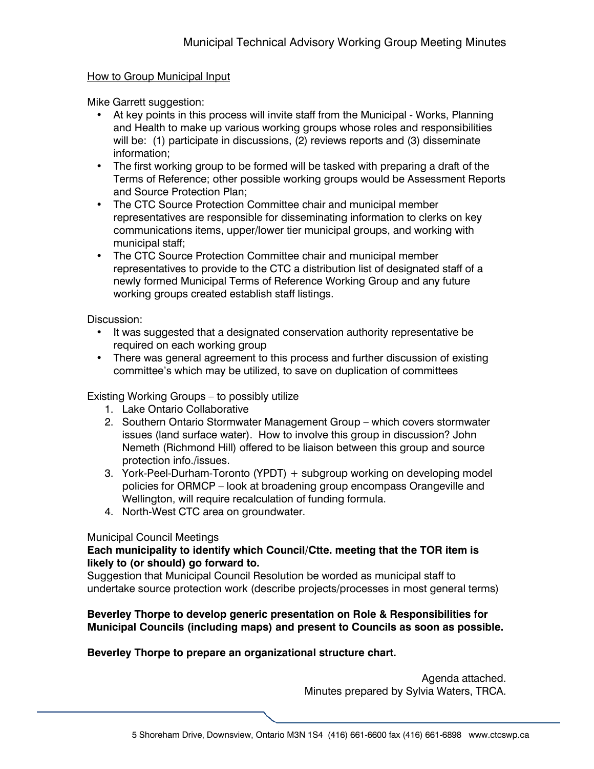How to Group Municipal Input

Mike Garrett suggestion:

- At key points in this process will invite staff from the Municipal - Works, Planning and Health to make up various working groups whose roles and responsibilities will be: (1) participate in discussions, (2) reviews reports and (3) disseminate information;
- The first working group to be formed will be tasked with preparing a draft of the Terms of Reference; other possible working groups would be Assessment Reports and Source Protection Plan;
- The CTC Source Protection Committee chair and municipal member representatives are responsible for disseminating information to clerks on key communications items, upper/lower tier municipal groups, and working with municipal staff;
- The CTC Source Protection Committee chair and municipal member representatives to provide to the CTC a distribution list of designated staff of a newly formed Municipal Terms of Reference Working Group and any future working groups created establish staff listings.

Discussion:

- It was suggested that a designated conservation authority representative be required on each working group
- There was general agreement to this process and further discussion of existing committee's which may be utilized, to save on duplication of committees

Existing Working Groups – to possibly utilize

1. Lake Ontario Collaborative
2. Southern Ontario Stormwater Management Group – which covers stormwater issues (land surface water). How to involve this group in discussion? John Nemeth (Richmond Hill) offered to be liaison between this group and source protection info./issues.
3. York-Peel-Durham-Toronto (YPDT) + subgroup working on developing model policies for ORMCP – look at broadening group encompass Orangeville and Wellington, will require recalculation of funding formula.
4. North-West CTC area on groundwater.

Municipal Council Meetings

**Each municipality to identify which Council/Ctte. meeting that the TOR item is likely to (or should) go forward to.**

Suggestion that Municipal Council Resolution be worded as municipal staff to undertake source protection work (describe projects/processes in most general terms)

**Beverley Thorpe to develop generic presentation on Role & Responsibilities for Municipal Councils (including maps) and present to Councils as soon as possible.**

**Beverley Thorpe to prepare an organizational structure chart.**

Agenda attached.
Minutes prepared by Sylvia Waters, TRCA.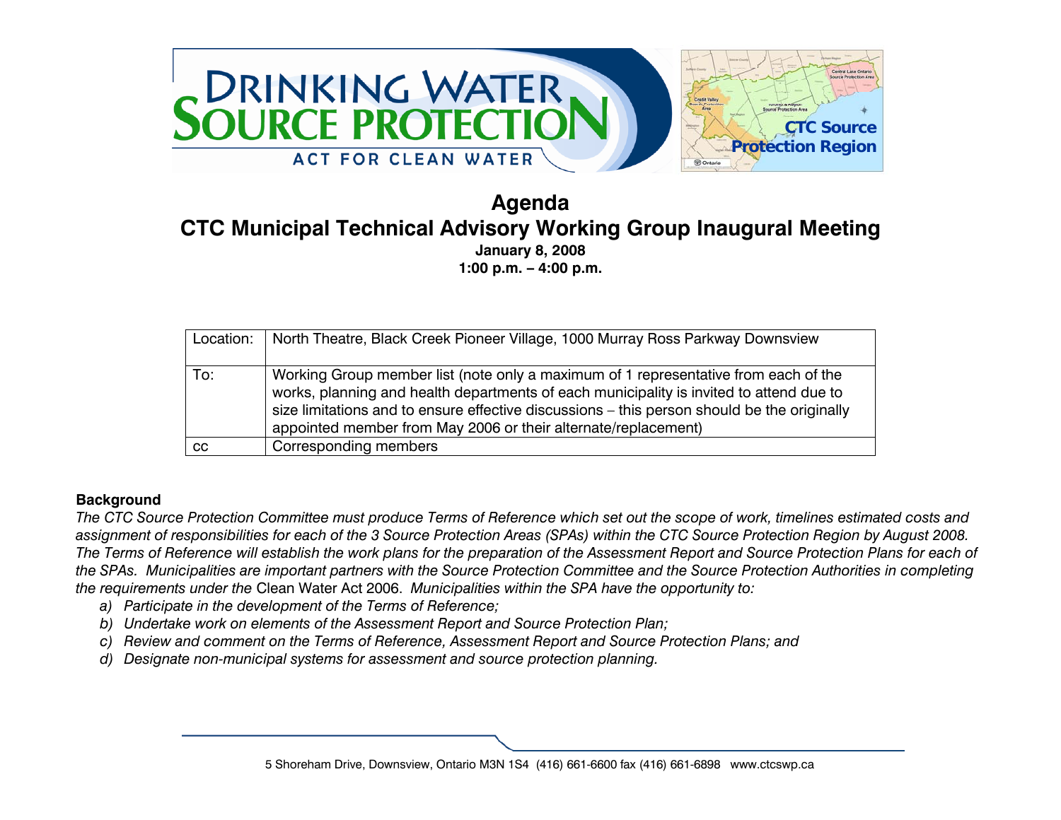# Agenda

## CTC Municipal Technical Advisory Working Group Inaugural Meeting

**January 8, 2008**
**1:00 p.m. – 4:00 p.m.**

| Location: | North Theatre, Black Creek Pioneer Village, 1000 Murray Ross Parkway Downsview |
|---|---|
| To: | Working Group member list (note only a maximum of 1 representative from each of the works, planning and health departments of each municipality is invited to attend due to size limitations and to ensure effective discussions – this person should be the originally appointed member from May 2006 or their alternate/replacement) |
| cc | Corresponding members |

**Background**

*The CTC Source Protection Committee must produce Terms of Reference which set out the scope of work, timelines estimated costs and assignment of responsibilities for each of the 3 Source Protection Areas (SPAs) within the CTC Source Protection Region by August 2008. The Terms of Reference will establish the work plans for the preparation of the Assessment Report and Source Protection Plans for each of the SPAs. Municipalities are important partners with the Source Protection Committee and the Source Protection Authorities in completing the requirements under the* Clean Water Act 2006. *Municipalities within the SPA have the opportunity to:*

a) *Participate in the development of the Terms of Reference;*
b) *Undertake work on elements of the Assessment Report and Source Protection Plan;*
c) *Review and comment on the Terms of Reference, Assessment Report and Source Protection Plans; and*
d) *Designate non-municipal systems for assessment and source protection planning.*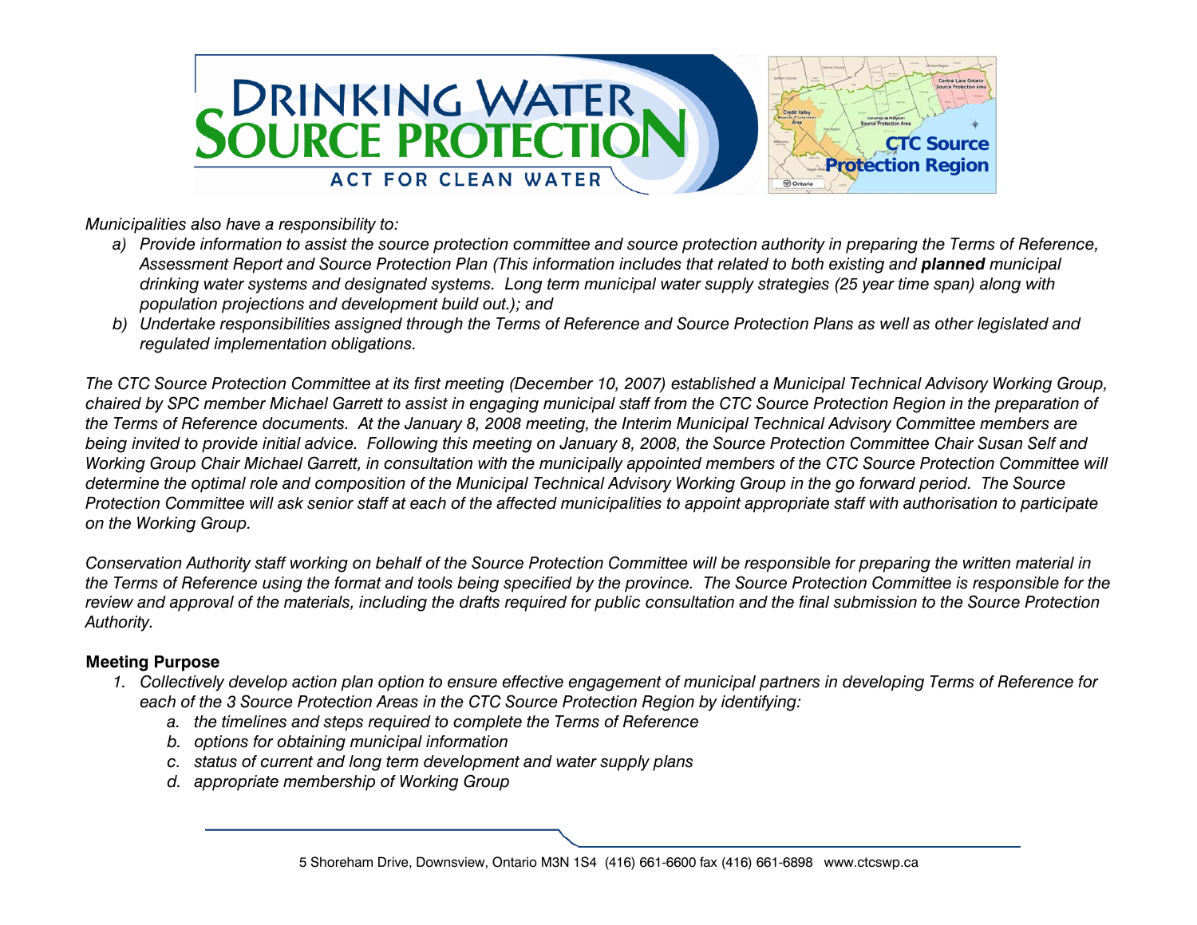*Municipalities also have a responsibility to:*

a) *Provide information to assist the source protection committee and source protection authority in preparing the Terms of Reference, Assessment Report and Source Protection Plan (This information includes that related to both existing and **planned** municipal drinking water systems and designated systems. Long term municipal water supply strategies (25 year time span) along with population projections and development build out.); and*
b) *Undertake responsibilities assigned through the Terms of Reference and Source Protection Plans as well as other legislated and regulated implementation obligations.*

*The CTC Source Protection Committee at its first meeting (December 10, 2007) established a Municipal Technical Advisory Working Group, chaired by SPC member Michael Garrett to assist in engaging municipal staff from the CTC Source Protection Region in the preparation of the Terms of Reference documents. At the January 8, 2008 meeting, the Interim Municipal Technical Advisory Committee members are being invited to provide initial advice. Following this meeting on January 8, 2008, the Source Protection Committee Chair Susan Self and Working Group Chair Michael Garrett, in consultation with the municipally appointed members of the CTC Source Protection Committee will determine the optimal role and composition of the Municipal Technical Advisory Working Group in the go forward period. The Source Protection Committee will ask senior staff at each of the affected municipalities to appoint appropriate staff with authorisation to participate on the Working Group.*

*Conservation Authority staff working on behalf of the Source Protection Committee will be responsible for preparing the written material in the Terms of Reference using the format and tools being specified by the province. The Source Protection Committee is responsible for the review and approval of the materials, including the drafts required for public consultation and the final submission to the Source Protection Authority.*

**Meeting Purpose**

1. *Collectively develop action plan option to ensure effective engagement of municipal partners in developing Terms of Reference for each of the 3 Source Protection Areas in the CTC Source Protection Region by identifying:*
   a. *the timelines and steps required to complete the Terms of Reference*
   b. *options for obtaining municipal information*
   c. *status of current and long term development and water supply plans*
   d. *appropriate membership of Working Group*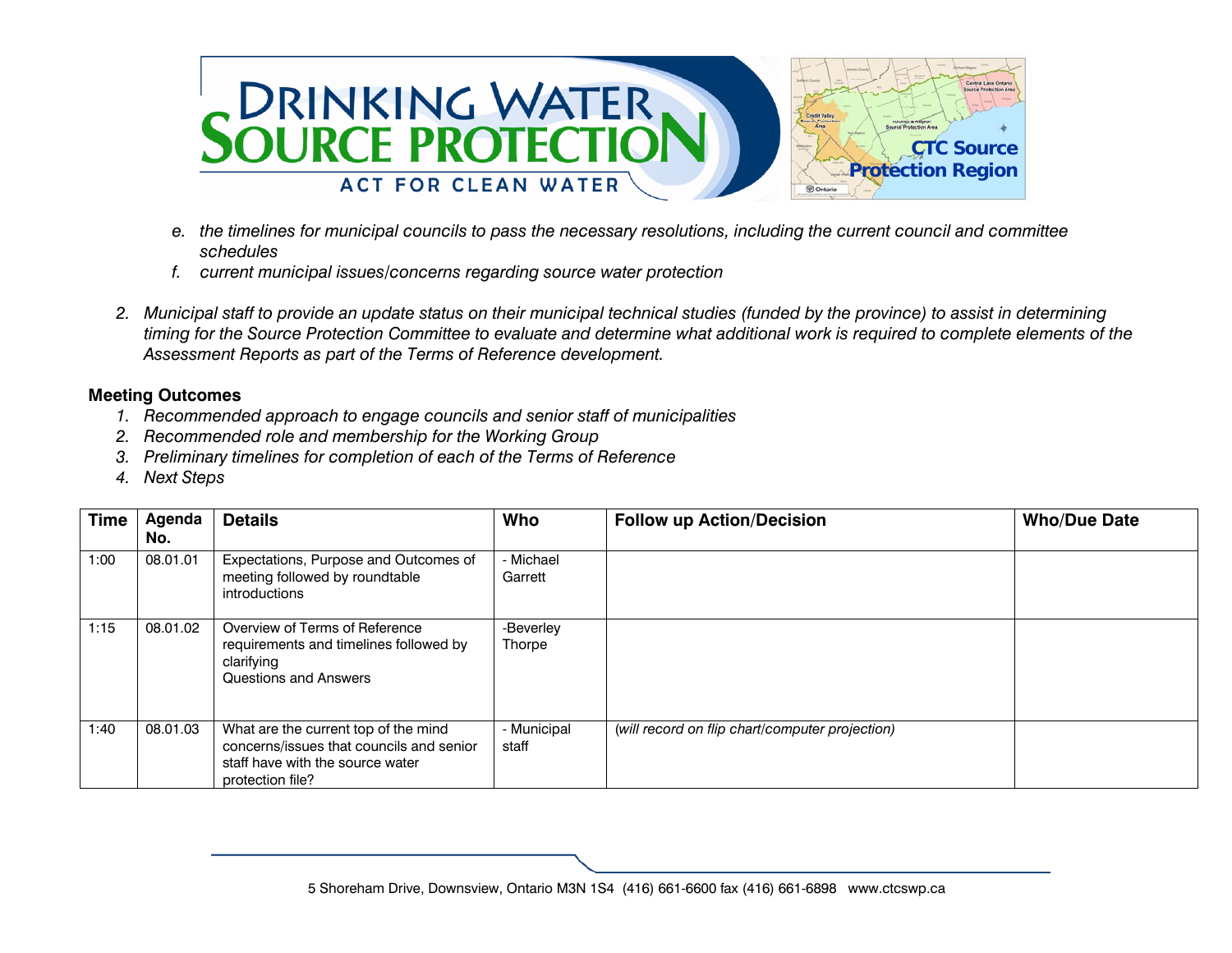e. *the timelines for municipal councils to pass the necessary resolutions, including the current council and committee schedules*
   f. *current municipal issues/concerns regarding source water protection*

2. *Municipal staff to provide an update status on their municipal technical studies (funded by the province) to assist in determining timing for the Source Protection Committee to evaluate and determine what additional work is required to complete elements of the Assessment Reports as part of the Terms of Reference development.*

**Meeting Outcomes**

1. *Recommended approach to engage councils and senior staff of municipalities*
2. *Recommended role and membership for the Working Group*
3. *Preliminary timelines for completion of each of the Terms of Reference*
4. *Next Steps*

| Time | Agenda No. | Details | Who | Follow up Action/Decision | Who/Due Date |
|---|---|---|---|---|---|
| 1:00 | 08.01.01 | Expectations, Purpose and Outcomes of meeting followed by roundtable introductions | - Michael Garrett | | |
| 1:15 | 08.01.02 | Overview of Terms of Reference requirements and timelines followed by clarifying Questions and Answers | -Beverley Thorpe | | |
| 1:40 | 08.01.03 | What are the current top of the mind concerns/issues that councils and senior staff have with the source water protection file? | - Municipal staff | *(will record on flip chart/computer projection)* | |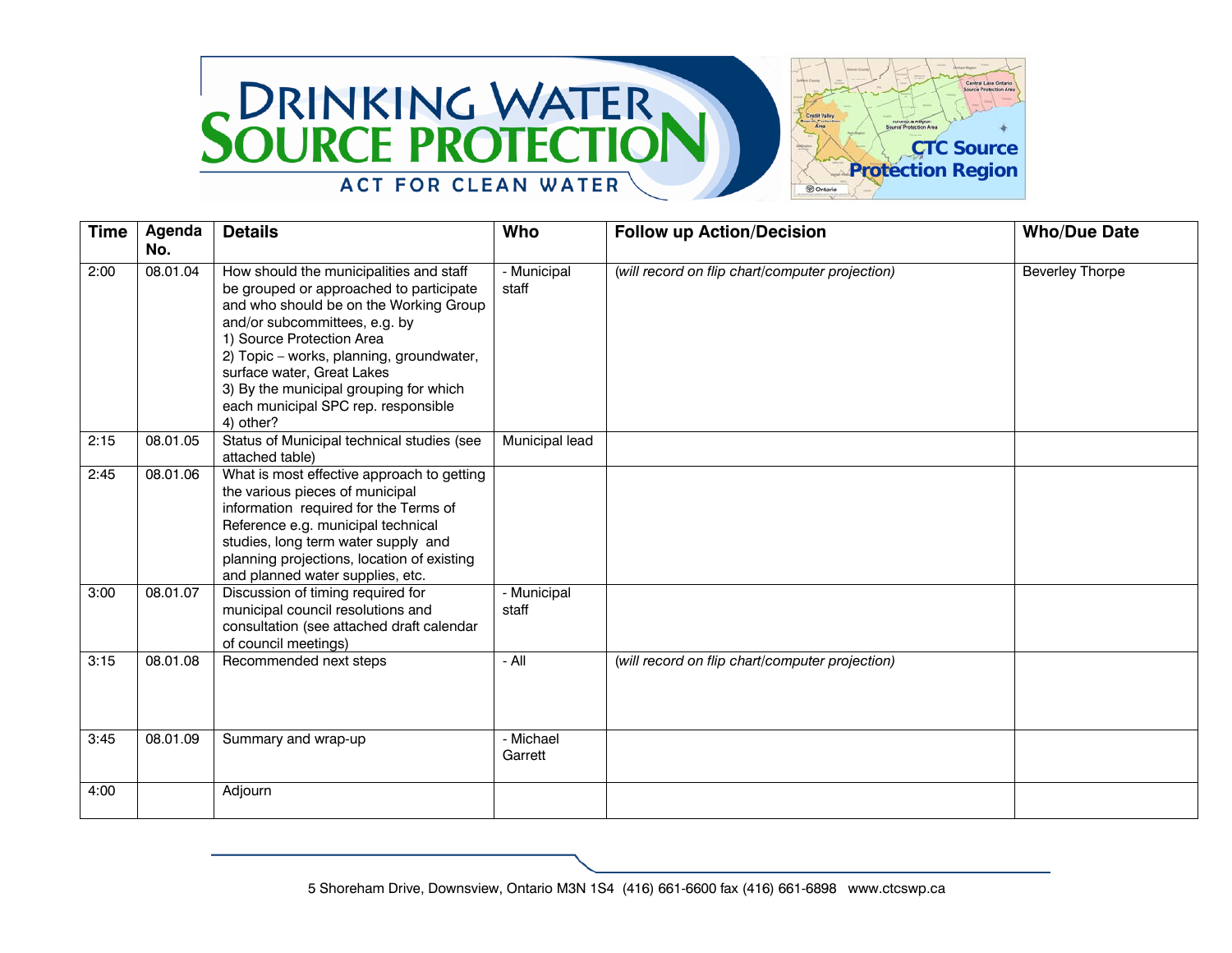| Time | Agenda No. | Details | Who | Follow up Action/Decision | Who/Due Date |
|---|---|---|---|---|---|
| 2:00 | 08.01.04 | How should the municipalities and staff be grouped or approached to participate and who should be on the Working Group and/or subcommittees, e.g. by<br>1) Source Protection Area<br>2) Topic – works, planning, groundwater, surface water, Great Lakes<br>3) By the municipal grouping for which each municipal SPC rep. responsible<br>4) other? | - Municipal staff | *(will record on flip chart/computer projection)* | Beverley Thorpe |
| 2:15 | 08.01.05 | Status of Municipal technical studies (see attached table) | Municipal lead | | |
| 2:45 | 08.01.06 | What is most effective approach to getting the various pieces of municipal information required for the Terms of Reference e.g. municipal technical studies, long term water supply and planning projections, location of existing and planned water supplies, etc. | | | |
| 3:00 | 08.01.07 | Discussion of timing required for municipal council resolutions and consultation (see attached draft calendar of council meetings) | - Municipal staff | | |
| 3:15 | 08.01.08 | Recommended next steps | - All | *(will record on flip chart/computer projection)* | |
| 3:45 | 08.01.09 | Summary and wrap-up | - Michael Garrett | | |
| 4:00 | | Adjourn | | | |

5 Shoreham Drive, Downsview, Ontario M3N 1S4 (416) 661-6600 fax (416) 661-6898 www.ctcswp.ca